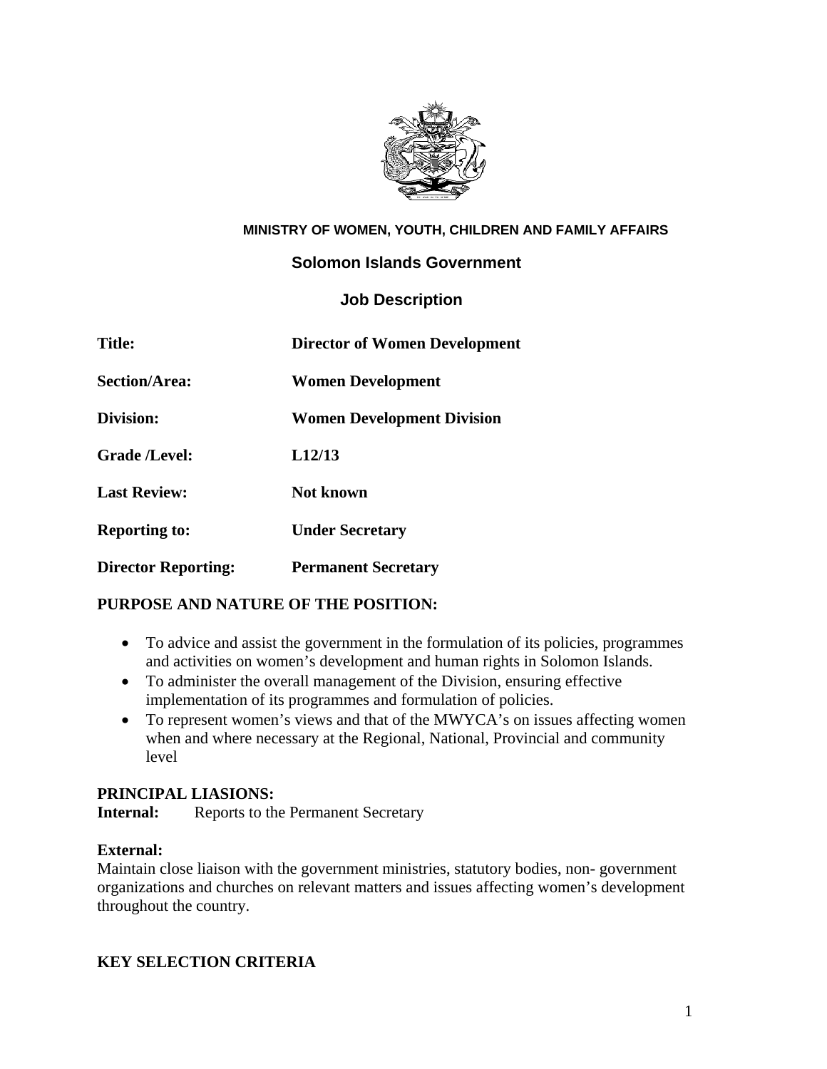**MINISTRY OF WOMEN, YOUTH, CHILDREN AND FAMILY AFFAIRS**

**Solomon Islands Government**

**Job Description**

| | |
|---|---|
| **Title:** | **Director of Women Development** |
| **Section/Area:** | **Women Development** |
| **Division:** | **Women Development Division** |
| **Grade /Level:** | **L12/13** |
| **Last Review:** | **Not known** |
| **Reporting to:** | **Under Secretary** |
| **Director Reporting:** | **Permanent Secretary** |

## PURPOSE AND NATURE OF THE POSITION:

- To advice and assist the government in the formulation of its policies, programmes and activities on women's development and human rights in Solomon Islands.
- To administer the overall management of the Division, ensuring effective implementation of its programmes and formulation of policies.
- To represent women's views and that of the MWYCA's on issues affecting women when and where necessary at the Regional, National, Provincial and community level

## PRINCIPAL LIASIONS:

**Internal:** Reports to the Permanent Secretary

**External:**
Maintain close liaison with the government ministries, statutory bodies, non- government organizations and churches on relevant matters and issues affecting women's development throughout the country.

## KEY SELECTION CRITERIA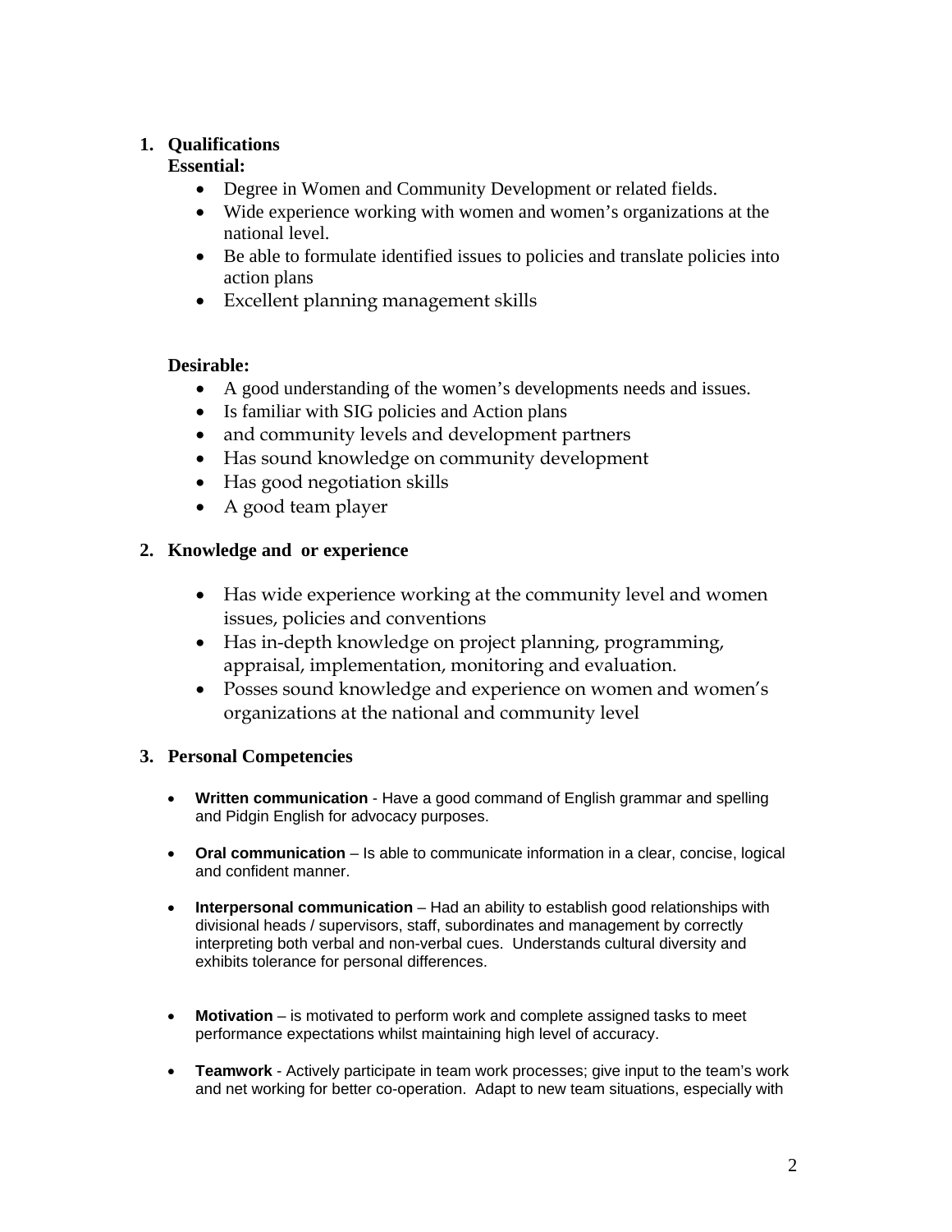1. **Qualifications**

   **Essential:**

   - Degree in Women and Community Development or related fields.
   - Wide experience working with women and women's organizations at the national level.
   - Be able to formulate identified issues to policies and translate policies into action plans
   - Excellent planning management skills

   **Desirable:**

   - A good understanding of the women's developments needs and issues.
   - Is familiar with SIG policies and Action plans
   - and community levels and development partners
   - Has sound knowledge on community development
   - Has good negotiation skills
   - A good team player

2. **Knowledge and or experience**

   - Has wide experience working at the community level and women issues, policies and conventions
   - Has in-depth knowledge on project planning, programming, appraisal, implementation, monitoring and evaluation.
   - Posses sound knowledge and experience on women and women's organizations at the national and community level

3. **Personal Competencies**

   - **Written communication** - Have a good command of English grammar and spelling and Pidgin English for advocacy purposes.
   - **Oral communication** – Is able to communicate information in a clear, concise, logical and confident manner.
   - **Interpersonal communication** – Had an ability to establish good relationships with divisional heads / supervisors, staff, subordinates and management by correctly interpreting both verbal and non-verbal cues. Understands cultural diversity and exhibits tolerance for personal differences.
   - **Motivation** – is motivated to perform work and complete assigned tasks to meet performance expectations whilst maintaining high level of accuracy.
   - **Teamwork** - Actively participate in team work processes; give input to the team's work and net working for better co-operation. Adapt to new team situations, especially with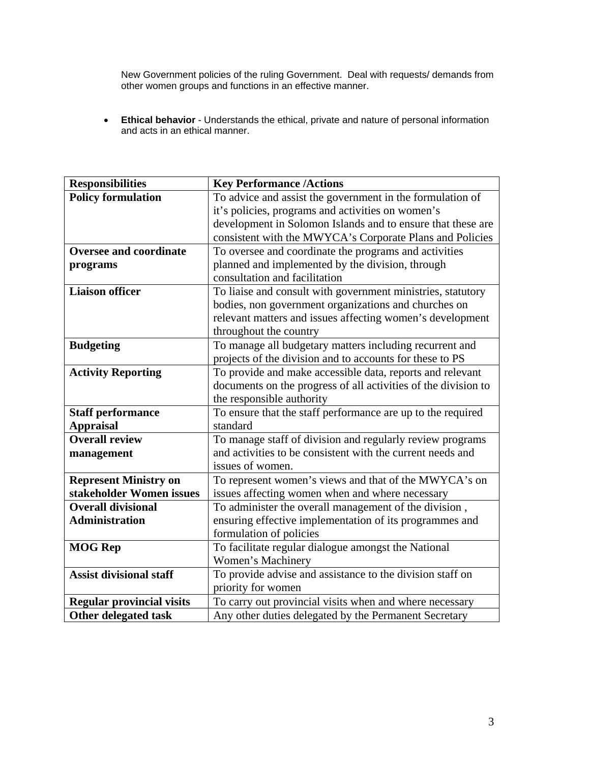New Government policies of the ruling Government. Deal with requests/ demands from other women groups and functions in an effective manner.

- **Ethical behavior** - Understands the ethical, private and nature of personal information and acts in an ethical manner.

| Responsibilities | Key Performance /Actions |
|---|---|
| **Policy formulation** | To advice and assist the government in the formulation of it's policies, programs and activities on women's development in Solomon Islands and to ensure that these are consistent with the MWYCA's Corporate Plans and Policies |
| **Oversee and coordinate programs** | To oversee and coordinate the programs and activities planned and implemented by the division, through consultation and facilitation |
| **Liaison officer** | To liaise and consult with government ministries, statutory bodies, non government organizations and churches on relevant matters and issues affecting women's development throughout the country |
| **Budgeting** | To manage all budgetary matters including recurrent and projects of the division and to accounts for these to PS |
| **Activity Reporting** | To provide and make accessible data, reports and relevant documents on the progress of all activities of the division to the responsible authority |
| **Staff performance Appraisal** | To ensure that the staff performance are up to the required standard |
| **Overall review management** | To manage staff of division and regularly review programs and activities to be consistent with the current needs and issues of women. |
| **Represent Ministry on stakeholder Women issues** | To represent women's views and that of the MWYCA's on issues affecting women when and where necessary |
| **Overall divisional Administration** | To administer the overall management of the division , ensuring effective implementation of its programmes and formulation of policies |
| **MOG Rep** | To facilitate regular dialogue amongst the National Women's Machinery |
| **Assist divisional staff** | To provide advise and assistance to the division staff on priority for women |
| **Regular provincial visits** | To carry out provincial visits when and where necessary |
| **Other delegated task** | Any other duties delegated by the Permanent Secretary |